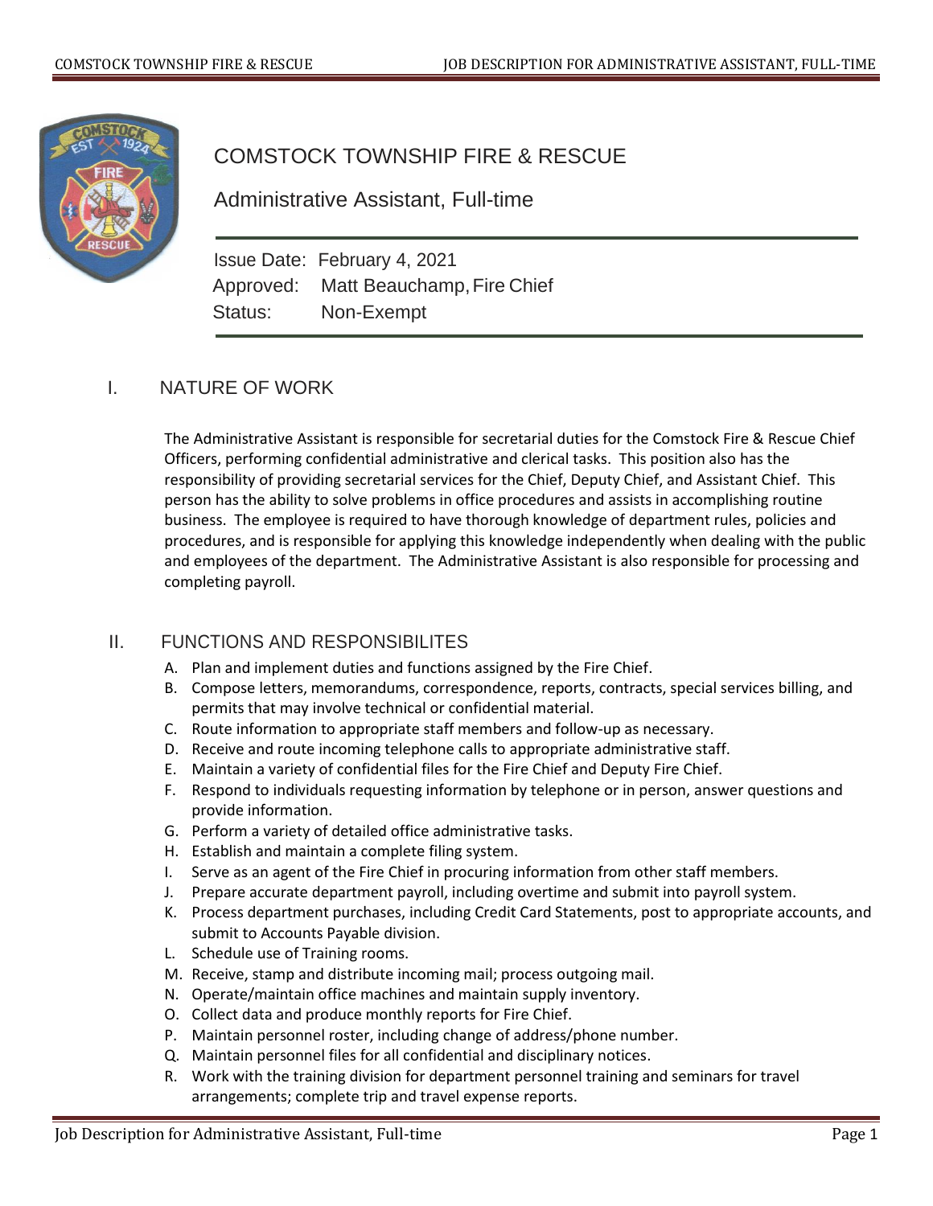# COMSTOCK TOWNSHIP FIRE & RESCUE

## Administrative Assistant, Full-time

Issue Date: February 4, 2021
Approved: Matt Beauchamp, Fire Chief
Status: Non-Exempt

## I. NATURE OF WORK

The Administrative Assistant is responsible for secretarial duties for the Comstock Fire & Rescue Chief Officers, performing confidential administrative and clerical tasks. This position also has the responsibility of providing secretarial services for the Chief, Deputy Chief, and Assistant Chief. This person has the ability to solve problems in office procedures and assists in accomplishing routine business. The employee is required to have thorough knowledge of department rules, policies and procedures, and is responsible for applying this knowledge independently when dealing with the public and employees of the department. The Administrative Assistant is also responsible for processing and completing payroll.

## II. FUNCTIONS AND RESPONSIBILITES

A. Plan and implement duties and functions assigned by the Fire Chief.
B. Compose letters, memorandums, correspondence, reports, contracts, special services billing, and permits that may involve technical or confidential material.
C. Route information to appropriate staff members and follow-up as necessary.
D. Receive and route incoming telephone calls to appropriate administrative staff.
E. Maintain a variety of confidential files for the Fire Chief and Deputy Fire Chief.
F. Respond to individuals requesting information by telephone or in person, answer questions and provide information.
G. Perform a variety of detailed office administrative tasks.
H. Establish and maintain a complete filing system.
I. Serve as an agent of the Fire Chief in procuring information from other staff members.
J. Prepare accurate department payroll, including overtime and submit into payroll system.
K. Process department purchases, including Credit Card Statements, post to appropriate accounts, and submit to Accounts Payable division.
L. Schedule use of Training rooms.
M. Receive, stamp and distribute incoming mail; process outgoing mail.
N. Operate/maintain office machines and maintain supply inventory.
O. Collect data and produce monthly reports for Fire Chief.
P. Maintain personnel roster, including change of address/phone number.
Q. Maintain personnel files for all confidential and disciplinary notices.
R. Work with the training division for department personnel training and seminars for travel arrangements; complete trip and travel expense reports.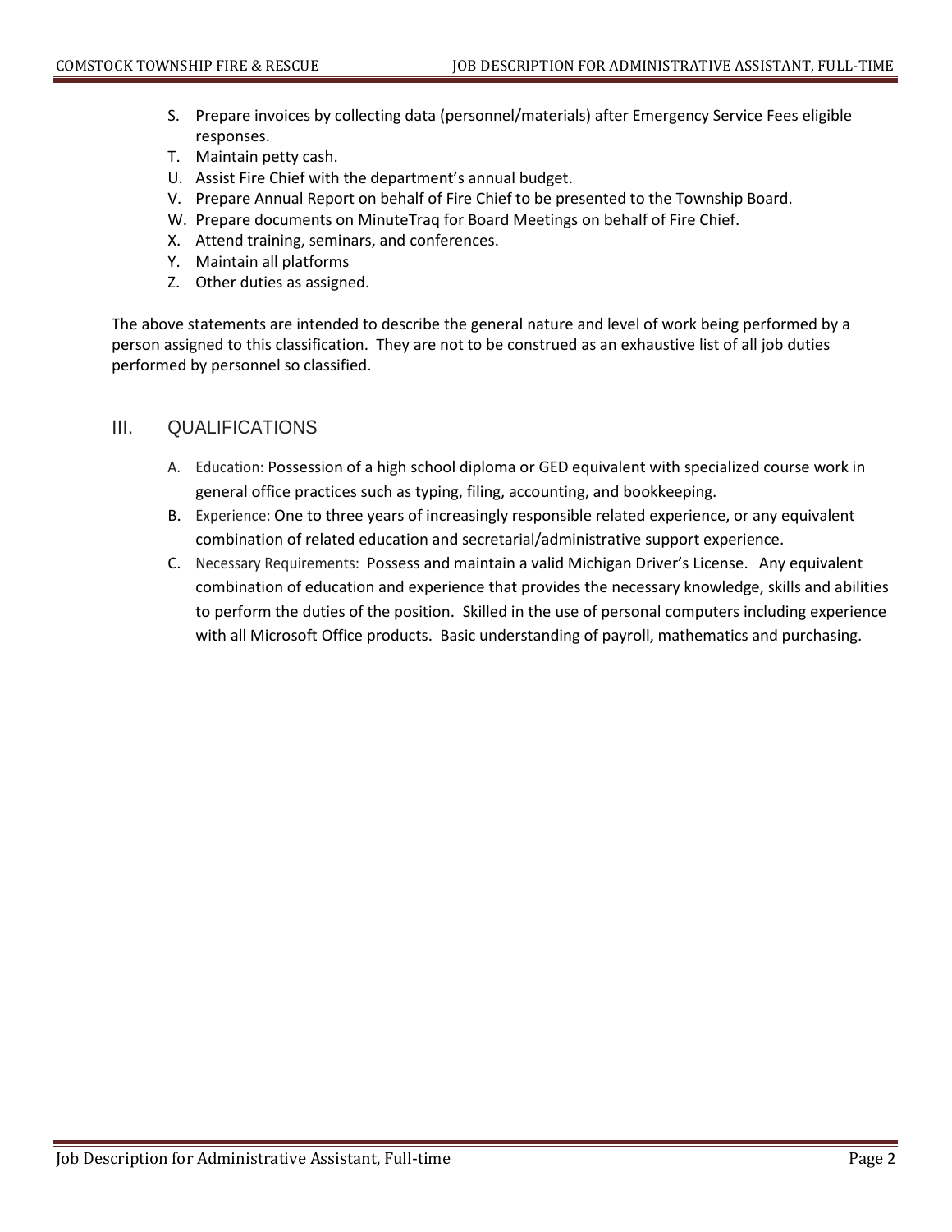S. Prepare invoices by collecting data (personnel/materials) after Emergency Service Fees eligible responses.
T. Maintain petty cash.
U. Assist Fire Chief with the department's annual budget.
V. Prepare Annual Report on behalf of Fire Chief to be presented to the Township Board.
W. Prepare documents on MinuteTraq for Board Meetings on behalf of Fire Chief.
X. Attend training, seminars, and conferences.
Y. Maintain all platforms
Z. Other duties as assigned.

The above statements are intended to describe the general nature and level of work being performed by a person assigned to this classification. They are not to be construed as an exhaustive list of all job duties performed by personnel so classified.

## III. QUALIFICATIONS

A. Education: Possession of a high school diploma or GED equivalent with specialized course work in general office practices such as typing, filing, accounting, and bookkeeping.

B. Experience: One to three years of increasingly responsible related experience, or any equivalent combination of related education and secretarial/administrative support experience.

C. Necessary Requirements: Possess and maintain a valid Michigan Driver's License. Any equivalent combination of education and experience that provides the necessary knowledge, skills and abilities to perform the duties of the position. Skilled in the use of personal computers including experience with all Microsoft Office products. Basic understanding of payroll, mathematics and purchasing.